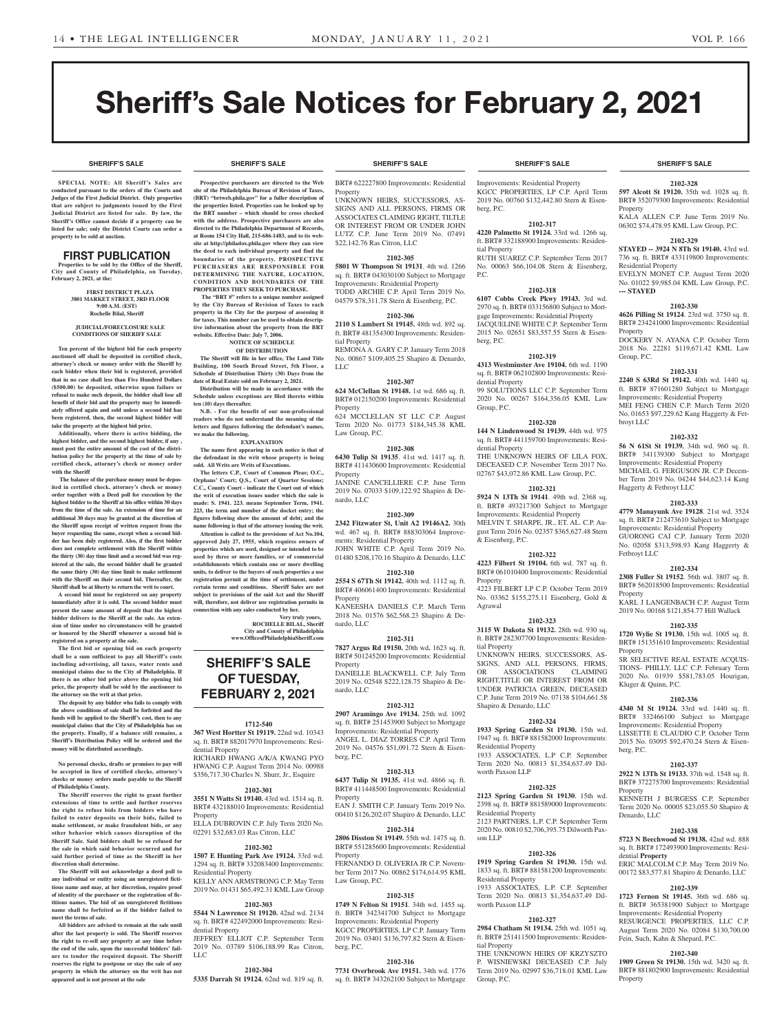# Sheriff's Sale Notices for February 2, 2021

**SHERIFF'S SALE**

**SPECIAL NOTE: All Sheriff's Sales are conducted pursuant to the orders of the Courts and Judges of the First Judicial District. Only properties that are subject to judgments issued by the First Judicial District are listed for sale. By law, the Sheriff's Office cannot decide if a property can be listed for sale; only the District Courts can order a property to be sold at auction.**

## FIRST PUBLICATION

**Properties to be sold by the Office of the Sheriff, City and County of Philadelphia, on Tuesday, February 2, 2021, at the:**

**FIRST DISTRICT PLAZA**
**3801 MARKET STREET, 3RD FLOOR**
**9:00 A.M. (EST)**
**Rochelle Bilal, Sheriff**

**JUDICIAL/FORECLOSURE SALE CONDITIONS OF SHERIFF SALE**

**Ten percent of the highest bid for each property auctioned off shall be deposited in certified check, attorney's check or money order with the Sheriff by each bidder when their bid is registered, provided that in no case shall less than Five Hundred Dollars ($500.00) be deposited, otherwise upon failure or refusal to make such deposit, the bidder shall lose all benefit of their bid and the property may be immediately offered again and sold unless a second bid has been registered, then, the second highest bidder will take the property at the highest bid price.**

**Additionally, where there is active bidding, the highest bidder, and the second highest bidder, if any , must post the entire amount of the cost of the distribution policy for the property at the time of sale by certified check, attorney's check or money order with the Sheriff**

**The balance of the purchase money must be deposited in certified check, attorney's check or money order together with a Deed poll for execution by the highest bidder to the Sheriff at his office within 30 days from the time of the sale. An extension of time for an additional 30 days may be granted at the discretion of the Sheriff upon receipt of written request from the buyer requesting the same, except when a second bidder has been duly registered. Also, if the first bidder does not complete settlement with the Sheriff within the thirty (30) day time limit and a second bid was registered at the sale, the second bidder shall be granted the same thirty (30) day time limit to make settlement with the Sheriff on their second bid. Thereafter, the Sheriff shall be at liberty to return the writ to court.**

**A second bid must be registered on any property immediately after it is sold. The second bidder must present the same amount of deposit that the highest bidder delivers to the Sheriff at the sale. An extension of time under no circumstances will be granted or honored by the Sheriff whenever a second bid is registered on a property at the sale.**

**The first bid or opening bid on each property shall be a sum sufficient to pay all Sheriff's costs including advertising, all taxes, water rents and municipal claims due to the City of Philadelphia. If there is no other bid price above the opening bid price, the property shall be sold by the auctioneer to the attorney on the writ at that price.**

**The deposit by any bidder who fails to comply with the above conditions of sale shall be forfeited and the funds will be applied to the Sheriff's cost, then to any municipal claims that the City of Philadelphia has on the property. Finally, if a balance still remains, a Sheriff's Distribution Policy will be ordered and the money will be distributed accordingly.**

**No personal checks, drafts or promises to pay will be accepted in lieu of certified checks, attorney's checks or money orders made payable to the Sheriff of Philadelphia County.**

**The Sheriff reserves the right to grant further extensions of time to settle and further reserves the right to refuse bids from bidders who have failed to enter deposits on their bids, failed to make settlement, or make fraudulent bids, or any other behavior which causes disruption of the Sheriff Sale. Said bidders shall be so refused for the sale in which said behavior occurred and for said further period of time as the Sheriff in her discretion shall determine.**

**The Sheriff will not acknowledge a deed poll to any individual or entity using an unregistered fictitious name and may, at her discretion, require proof of identity of the purchaser or the registration of fictitious names. The bid of an unregistered fictitious name shall be forfeited as if the bidder failed to meet the terms of sale.**

**All bidders are advised to remain at the sale until after the last property is sold. The Sheriff reserves the right to re-sell any property at any time before the end of the sale, upon the successful bidders' failure to tender the required deposit. The Sheriff reserves the right to postpone or stay the sale of any property in which the attorney on the writ has not appeared and is not present at the sale**

**Prospective purchasers are directed to the Web site of the Philadelphia Bureau of Revision of Taxes, (BRT) "brtweb.phila.gov" for a fuller description of the properties listed. Properties can be looked up by the BRT number – which should be cross checked with the address. Prospective purchasers are also directed to the Philadelphia Department of Records, at Room 154 City Hall, 215-686-1483, and to its website at http://philadox.phila.gov where they can view the deed to each individual property and find the boundaries of the property. PROSPECTIVE PURCHASERS ARE RESPONSIBLE FOR DETERMINING THE NATURE, LOCATION, CONDITION AND BOUNDARIES OF THE PROPERTIES THEY SEEK TO PURCHASE.**

**The "BRT #" refers to a unique number assigned by the City Bureau of Revision of Taxes to each property in the City for the purpose of assessing it for taxes. This number can be used to obtain descriptive information about the property from the BRT website. Effective Date: July 7, 2006.**

**NOTICE OF SCHEDULE OF DISTRIBUTION**

**The Sheriff will file in her office, The Land Title Building, 100 South Broad Street, 5th Floor, a Schedule of Distribution Thirty (30) Days from the date of Real Estate sold on February 2, 2021.**

**Distribution will be made in accordance with the Schedule unless exceptions are filed thereto within ten (10) days thereafter.**

**N.B. - For the benefit of our non-professional readers who do not understand the meaning of the letters and figures following the defendant's names, we make the following.**

**EXPLANATION**

**The name first appearing in each notice is that of the defendant in the writ whose property is being sold. All Writs are Writs of Executions.**

**The letters C.P., Court of Common Pleas; O.C., Orphans' Court; Q.S., Court of Quarter Sessions; C.C., County Court - indicate the Court out of which the writ of execution issues under which the sale is made: S. 1941. 223. means September Term, 1941. 223, the term and number of the docket entry; the figures following show the amount of debt; and the name following is that of the attorney issuing the writ.**

**Attention is called to the provisions of Act No.104, approved July 27, 1955, which requires owners of properties which are used, designed or intended to be used by three or more families, or of commercial establishments which contain one or more dwelling units, to deliver to the buyers of such properties a use registration permit at the time of settlement, under certain terms and conditions. Sheriff Sales are not subject to provisions of the said Act and the Sheriff will, therefore, not deliver use registration permits in connection with any sales conducted by her.**

**Very truly yours,**
**ROCHELLE BILAL, Sheriff**
**City and County of Philadelphia**
**www.OfficeofPhiladelphiaSheriff.com**

## SHERIFF'S SALE OF TUESDAY, FEBRUARY 2, 2021

**1712-540**
**367 West Hortter St 19119.** 22nd wd. 10343 sq. ft. BRT# 882017970 Improvements: Residential Property
RICHARD HWANG A/K/A KWANG PYO HWANG C.P. August Term 2014 No. 00988 $356,717.30 Charles N. Shurr, Jr., Esquire

**2102-301**
**3551 N Watts St 19140.** 43rd wd. 1514 sq. ft. BRT# 432188010 Improvements: Residential Property
ELLA DUBROVIN C.P. July Term 2020 No. 02291 $32,683.03 Ras Citron, LLC

**2102-302**
**1507 E Hunting Park Ave 19124.** 33rd wd. 1294 sq. ft. BRT# 332083400 Improvements: Residential Property
KELLY ANN ARMSTRONG C.P. May Term 2019 No. 01431 $65,492.31 KML Law Group

**2102-303**
**5544 N Lawrence St 19120.** 42nd wd. 2134 sq. ft. BRT# 422492000 Improvements: Residential Property
JEFFREY ELLIOT C.P. September Term 2019 No. 03789 $106,188.99 Ras Citron, LLC

**2102-304**
**5335 Darrah St 19124.** 62nd wd. 819 sq. ft. BRT# 622227800 Improvements: Residential Property
UNKNOWN HEIRS, SUCCESSORS, ASSIGNS AND ALL PERSONS, FIRMS OR ASSOCIATES CLAIMING RIGHT, TILTLE OR INTEREST FROM OR UNDER JOHN LUTZ C.P. June Term 2019 No. 07491 $22,142.76 Ras Citron, LLC

**2102-305**
**5801 W Thompson St 19131**. 4th wd. 1266 sq. ft. BRT# 043030100 Subject to Mortgage Improvements: Residential Property
TODD ARCHIE C.P. April Term 2019 No. 04579 $78,311.78 Stern & Eisenberg, P.C.

**2102-306**
**2110 S Lambert St 19145.** 48th wd. 892 sq. ft. BRT# 481354300 Improvements: Residential Property
REMONA A. GARY C.P. January Term 2018 No. 00867 $109,405.25 Shapiro & Denardo, LLC

**2102-307**
**624 McClellan St 19148.** 1st wd. 686 sq. ft. BRT# 012150200 Improvements: Residential Property
624 MCCLELLAN ST LLC C.P. August Term 2020 No. 01773 $184,345.38 KML Law Group, P.C.

**2102-308**
**6430 Tulip St 19135**. 41st wd. 1417 sq. ft. BRT# 411430600 Improvements: Residential Property
JANINE CANCELLIERE C.P. June Term 2019 No. 07033 $109,122.92 Shapiro & Denardo, LLC

**2102-309**
**2342 Fitzwater St, Unit A2 19146A2.** 30th wd. 467 sq. ft. BRT# 888303064 Improvements: Residential Property
JOHN WHITE C.P. April Term 2019 No. 01480 $208,170.16 Shapiro & Denardo, LLC

**2102-310**
**2554 S 67th St 19142.** 40th wd. 1112 sq. ft. BRT# 406061400 Improvements: Residential Property
KANEESHA DANIELS C.P. March Term 2018 No. 01576 $62,568.23 Shapiro & Denardo, LLC

**2102-311**
**7827 Argus Rd 19150.** 20th wd**.** 1623 sq. ft. BRT# 501245200 Improvements: Residential Property
DANIELLE BLACKWELL C.P. July Term 2019 No. 02548 $222,128.75 Shapiro & Denardo, LLC

**2102-312**
**2907 Aramingo Ave 19134.** 25th wd. 1092 sq. ft. BRT# 251453900 Subject to Mortgage Improvements: Residential Property
ANGEL L. DIAZ TORRES C.P. April Term 2019 No. 04576 $51,091.72 Stern & Eisenberg, P.C.

**2102-313**
**6437 Tulip St 19135.** 41st wd. 4866 sq. ft. BRT# 411448500 Improvements: Residential Property
EAN J. SMITH C.P. January Term 2019 No. 00410 $126,202.07 Shapiro & Denardo, LLC

**2102-314**
**2806 Disston St 19149.** 55th wd. 1475 sq. ft. BRT# 551285600 Improvements: Residential Property
FERNANDO D. OLIVERIA JR C.P. November Term 2017 No. 00862 $174,614.95 KML Law Group, P.C.

**2102-315**
**1749 N Felton St 19151**. 34th wd. 1455 sq. ft. BRT# 342341700 Subject to Mortgage Improvements: Residential Property
KGCC PROPERTIES, LP C.P. January Term 2019 No. 03401 $136,797.82 Stern & Eisenberg, P.C.

**2102-316**
**7731 Overbrook Ave 19151.** 34th wd. 1776 sq. ft. BRT# 343262100 Subject to Mortgage Improvements: Residential Property
KGCC PROPERTIES, LP C.P. April Term 2019 No. 00760 $132,442.80 Stern & Eisenberg, P.C.

**2102-317**
**4220 Palmetto St 19124.** 33rd wd. 1266 sq. ft. BRT# 332188900 Improvements: Residential Property
RUTH SUAREZ C.P. September Term 2017 No. 00063 $66,104.08 Stern & Eisenberg, P.C.

**2102-318**
**6107 Cobbs Creek Pkwy 19143.** 3rd wd. 2970 sq. ft. BRT# 033156800 Subject to Mortgage Improvements: Residential Property
JACQUELINE WHITE C.P. September Term 2015 No. 02651 $83,557.55 Stern & Eisenberg, P.C.

**2102-319**
**4313 Westminster Ave 19104.** 6th wd. 1190 sq. ft. BRT# 062102800 Improvements: Residential Property
99 SOLUTIONS LLC C.P. September Term 2020 No. 00267 $164,356.05 KML Law Group, P.C.

**2102-320**
**144 N Lindenwood St 19139.** 44th wd. 975 sq. ft. BRT# 441159700 Improvements: Residential Property
THE UNKNOWN HEIRS OF LILA FOX, DECEASED C.P. November Term 2017 No. 02767 $43,072.86 KML Law Group, P.C.

**2102-321**
**5924 N 13Th St 19141**. 49th wd. 2368 sq. ft. BRT# 493217300 Subject to Mortgage Improvements: Residential Property
MELVIN T. SHARPE, JR., ET. AL. C.P. August Term 2016 No. 02357 $365,627.48 Stern & Eisenberg, P.C.

**2102-322**
**4223 Filbert St 19104.** 6th wd. 787 sq. ft. BRT# 061010400 Improvements: Residential Property
4223 FILBERT LP C.P. October Term 2019 No. 03362 $155,275.11 Eisenberg, Gold & Agrawal

**2102-323**
**3115 W Dakota St 19132.** 28th wd. 930 sq. ft. BRT# 282307700 Improvements: Residential Property
UNKNOWN HEIRS, SUCCESSORS, ASSIGNS, AND ALL PERSONS, FIRMS, OR ASSOCIATIONS CLAIMING RIGHT,TITLE OR INTEREST FROM OR UNDER PATRICIA GREEN, DECEASED C.P. June Term 2019 No. 07138 $104,661.58 Shapiro & Denardo, LLC

**2102-324**
**1933 Spring Garden St 19130.** 15th wd. 1947 sq. ft. BRT# 881582000 Improvements: Residential Property
1933 ASSOCIATES, L.P C.P. September Term 2020 No. 00813 $1,354,637.49 Dilworth Paxson LLP

**2102-325**
**2123 Spring Garden St 19130**. 15th wd. 2398 sq. ft. BRT# 881589000 Improvements: Residential Property
2123 PARTNERS, L.P. C.P. September Term 2020 No. 00810 $2,706,395.75 Dilworth Paxson LLP

**2102-326**
**1919 Spring Garden St 19130.** 15th wd. 1833 sq. ft. BRT# 881581200 Improvements: Residential Property
1933 ASSOCIATES, L.P. C.P. September Term 2020 No. 00813 $1,354,637.49 Dilworth Paxson LLP

**2102-327**
**2984 Chatham St 19134.** 25th wd. 1051 sq. ft. BRT# 251411500 Improvements: Residential Property
THE UNKNOWN HEIRS OF KRZYSZTO P. WISNIEWSKI DECEASED C.P. July Term 2019 No. 02997 $36,718.01 KML Law Group, P.C.

**2102-328**
**597 Alcott St 19120.** 35th wd. 1028 sq. ft. BRT# 352079300 Improvements: Residential Property
KALA ALLEN C.P. June Term 2019 No. 06302 $74,478.95 KML Law Group, P.C.

**2102-329**
**STAYED -- 3924 N 8Th St 19140.** 43rd wd. 736 sq. ft. BRT# 433119800 Improvements: Residential Property
EVELYN MONET C.P. August Term 2020 No. 01022 $9,985.04 KML Law Group, P.C.
**--- STAYED**

**2102-330**
**4626 Pilling St 19124**. 23rd wd. 3750 sq. ft. BRT# 234241000 Improvements: Residential Property
DOCKERY N. AYANA C.P. October Term 2018 No. 22281 $119,671.42 KML Law Group, P.C.

**2102-331**
**2240 S 63Rd St 19142.** 40th wd. 1440 sq. ft. BRT# 871601280 Subject to Mortgage Improvements: Residential Property
MEI FENG CHEN C.P. March Term 2020 No. 01653 $97,229.62 Kang Haggerty & Fetbroyt LLC

**2102-332**
**56 N 61St St 19139.** 34th wd. 960 sq. ft. BRT# 341139300 Subject to Mortgage Improvements: Residential Property
MICHAEL G. FERGUSON JR. C.P. December Term 2019 No. 04244 $44,623.14 Kang Haggerty & Fetbroyt LLC

**2102-333**
**4779 Manayunk Ave 19128**. 21st wd. 3524 sq. ft. BRT# 212473610 Subject to Mortgage Improvements: Residential Property
GUORONG CAI C.P. January Term 2020 No. 02058 $313,598.93 Kang Haggerty & Fetbroyt LLC

**2102-334**
**2308 Fuller St 19152**. 56th wd. 3807 sq. ft. BRT# 562018500 Improvements: Residential Property
KARL J LANGENBACH C.P. August Term 2019 No. 00168 $121,854.77 Hill Wallack

**2102-335**
**1720 Wylie St 19130.** 15th wd. 1005 sq. ft. BRT# 151351610 Improvements: Residential Property
SR SELECTIVE REAL ESTATE ACQUISTIONS- PHILLY, LLC C.P. February Term 2020 No. 01939 $581,783.05 Hourigan, Kluger & Quinn, P.C.

**2102-336**
**4340 M St 19124.** 33rd wd. 1440 sq. ft. BRT# 332466100 Subject to Mortgage Improvements: Residential Property
LISSETTE E CLAUDIO C.P. October Term 2015 No. 03095 $92,470.24 Stern & Eisenberg, P.C.

**2102-337**
**2922 N 13Th St 19133.** 37th wd. 1548 sq. ft. BRT# 372275700 Improvements: Residential Property
KENNETH J BURGESS C.P. September Term 2020 No. 00005 $23,055.50 Shapiro & Denardo, LLC

**2102-338**
**5723 N Beechwood St 19138.** 42nd wd. 888 sq. ft. BRT# 172493900 Improvements: Residential **Property**
ERIC MALCOLM C.P. May Term 2019 No. 00172 $83,577.81 Shapiro & Denardo, LLC

**2102-339**
**1723 Fernon St 19145.** 36th wd. 686 sq. ft. BRT# 365381900 Subject to Mortgage Improvements: Residential Property
RESURGENCE PROPERTIES, LLC C.P. August Term 2020 No. 02084 $130,700.00 Fein, Such, Kahn & Shepard, P.C.

**2102-340**
**1909 Green St 19130.** 15th wd. 3420 sq. ft. BRT# 881802900 Improvements: Residential Property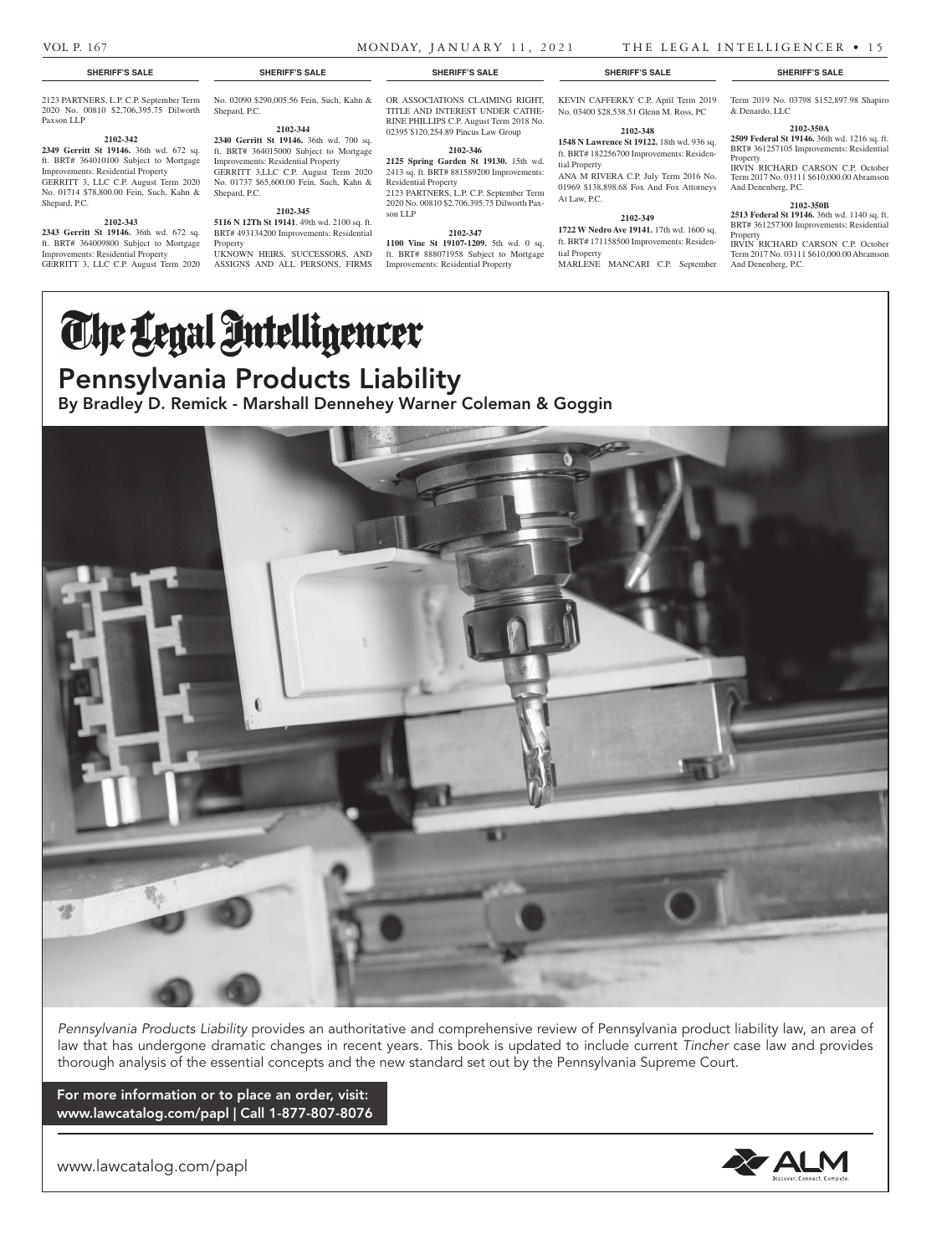SHERIFF'S SALE

2123 PARTNERS, L.P. C.P. September Term 2020 No. 00810 $2,706,395.75 Dilworth Paxson LLP

**2102-342**

**2349 Gerritt St 19146.** 36th wd. 672 sq. ft. BRT# 364010100 Subject to Mortgage Improvements: Residential Property
GERRITT 3, LLC C.P. August Term 2020 No. 01714 $78,800.00 Fein, Such, Kahn & Shepard, P.C.

**2102-343**

**2343 Gerritt St 19146.** 36th wd. 672 sq. ft. BRT# 364009800 Subject to Mortgage Improvements: Residential Property
GERRITT 3, LLC C.P. August Term 2020 No. 02090 $290,005.56 Fein, Such, Kahn & Shepard, P.C.

**2102-344**

**2340 Gerritt St 19146.** 36th wd. 700 sq. ft. BRT# 364015000 Subject to Mortgage Improvements: Residential Property
GERRITT 3,LLC C.P. August Term 2020 No. 01737 $65,600.00 Fein, Such, Kahn & Shepard, P.C.

**2102-345**

**5116 N 12Th St 19141.** 49th wd. 2100 sq. ft. BRT# 493134200 Improvements: Residential Property
UKNOWN HEIRS, SUCCESSORS, AND ASSIGNS AND ALL PERSONS, FIRMS OR ASSOCIATIONS CLAIMING RIGHT, TITLE AND INTEREST UNDER CATHERINE PHILLIPS C.P. August Term 2018 No. 02395 $120,254.89 Pincus Law Group

**2102-346**

**2125 Spring Garden St 19130.** 15th wd. 2413 sq. ft. BRT# 881589200 Improvements: Residential Property
2123 PARTNERS, L.P. C.P. September Term 2020 No. 00810 $2,706,395.75 Dilworth Paxson LLP

**2102-347**

**1100 Vine St 19107-1209.** 5th wd. 0 sq. ft. BRT# 888071958 Subject to Mortgage Improvements: Residential Property
KEVIN CAFFERKY C.P. April Term 2019 No. 03400 $28,538.51 Glenn M. Ross, PC

**2102-348**

**1548 N Lawrence St 19122.** 18th wd. 936 sq. ft. BRT# 182256700 Improvements: Residential Property
ANA M RIVERA C.P. July Term 2016 No. 01969 $138,898.68 Fox And Fox Attorneys At Law, P.C.

**2102-349**

**1722 W Nedro Ave 19141.** 17th wd. 1600 sq. ft. BRT# 171158500 Improvements: Residential Property
MARLENE MANCARI C.P. September Term 2019 No. 03798 $152,897.98 Shapiro & Denardo, LLC

**2102-350A**

**2509 Federal St 19146.** 36th wd. 1216 sq. ft. BRT# 361257105 Improvements: Residential Property
IRVIN RICHARD CARSON C.P. October Term 2017 No. 03111 $610,000.00 Abramson And Denenberg, P.C.

**2102-350B**

**2513 Federal St 19146.** 36th wd. 1140 sq. ft. BRT# 361257300 Improvements: Residential Property
IRVIN RICHARD CARSON C.P. October Term 2017 No. 03111 $610,000.00 Abramson And Denenberg, P.C.

# The Legal Intelligencer

## Pennsylvania Products Liability

### By Bradley D. Remick - Marshall Dennehey Warner Coleman & Goggin

*Pennsylvania Products Liability* provides an authoritative and comprehensive review of Pennsylvania product liability law, an area of law that has undergone dramatic changes in recent years. This book is updated to include current *Tincher* case law and provides thorough analysis of the essential concepts and the new standard set out by the Pennsylvania Supreme Court.

**For more information or to place an order, visit: www.lawcatalog.com/papl | Call 1-877-807-8076**

www.lawcatalog.com/papl

ALM
Discover. Connect. Compete.